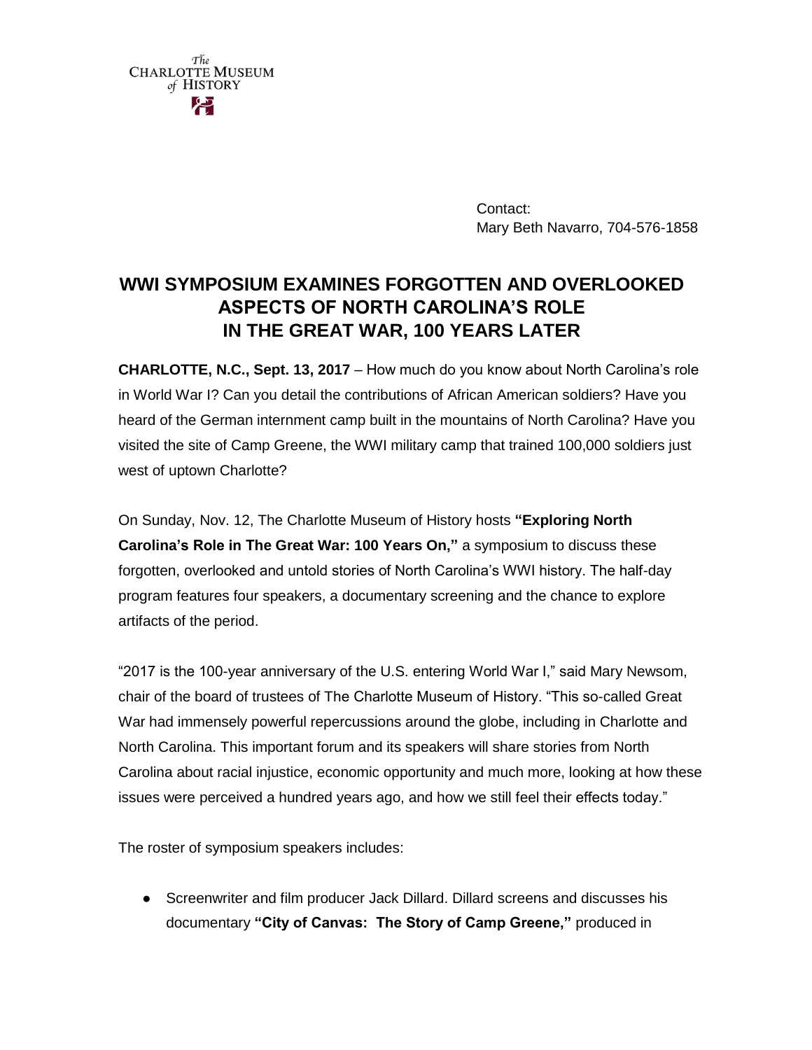The CHARLOTTE MUSEUM of HISTORY

Contact:
Mary Beth Navarro, 704-576-1858

# WWI SYMPOSIUM EXAMINES FORGOTTEN AND OVERLOOKED ASPECTS OF NORTH CAROLINA'S ROLE IN THE GREAT WAR, 100 YEARS LATER

**CHARLOTTE, N.C., Sept. 13, 2017** – How much do you know about North Carolina's role in World War I? Can you detail the contributions of African American soldiers? Have you heard of the German internment camp built in the mountains of North Carolina? Have you visited the site of Camp Greene, the WWI military camp that trained 100,000 soldiers just west of uptown Charlotte?

On Sunday, Nov. 12, The Charlotte Museum of History hosts **"Exploring North Carolina's Role in The Great War: 100 Years On,"** a symposium to discuss these forgotten, overlooked and untold stories of North Carolina's WWI history. The half-day program features four speakers, a documentary screening and the chance to explore artifacts of the period.

"2017 is the 100-year anniversary of the U.S. entering World War I," said Mary Newsom, chair of the board of trustees of The Charlotte Museum of History. "This so-called Great War had immensely powerful repercussions around the globe, including in Charlotte and North Carolina. This important forum and its speakers will share stories from North Carolina about racial injustice, economic opportunity and much more, looking at how these issues were perceived a hundred years ago, and how we still feel their effects today."

The roster of symposium speakers includes:

- Screenwriter and film producer Jack Dillard. Dillard screens and discusses his documentary **"City of Canvas: The Story of Camp Greene,"** produced in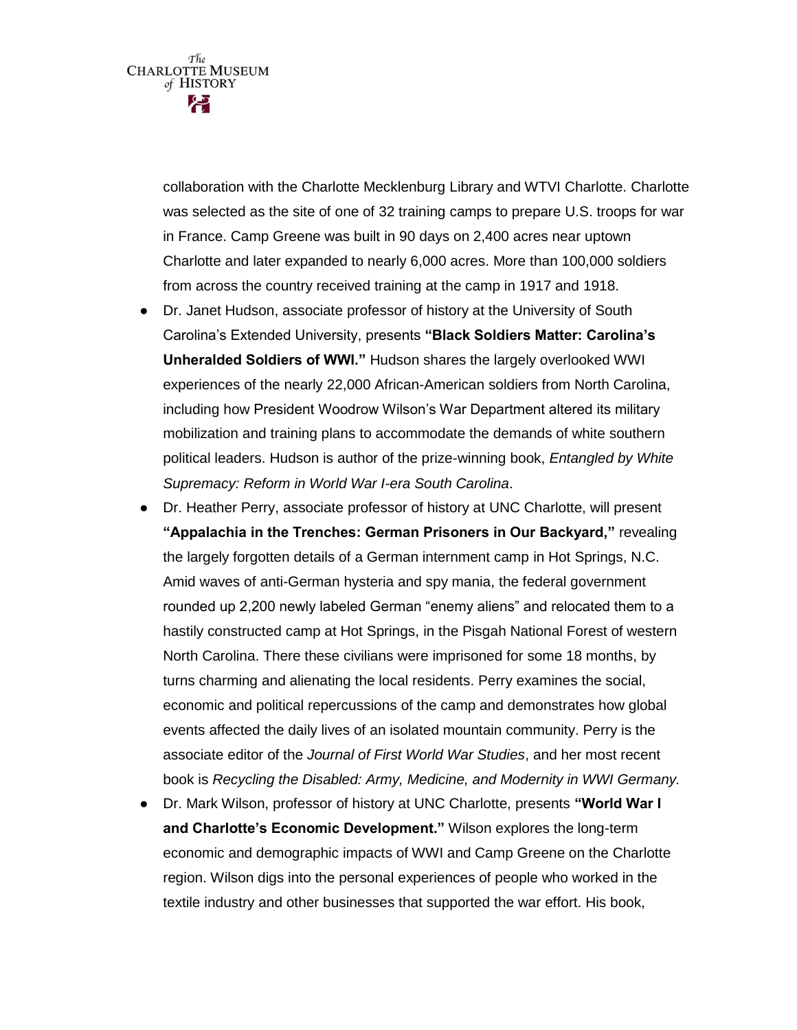collaboration with the Charlotte Mecklenburg Library and WTVI Charlotte. Charlotte was selected as the site of one of 32 training camps to prepare U.S. troops for war in France. Camp Greene was built in 90 days on 2,400 acres near uptown Charlotte and later expanded to nearly 6,000 acres. More than 100,000 soldiers from across the country received training at the camp in 1917 and 1918.

- Dr. Janet Hudson, associate professor of history at the University of South Carolina's Extended University, presents **"Black Soldiers Matter: Carolina's Unheralded Soldiers of WWI."** Hudson shares the largely overlooked WWI experiences of the nearly 22,000 African-American soldiers from North Carolina, including how President Woodrow Wilson's War Department altered its military mobilization and training plans to accommodate the demands of white southern political leaders. Hudson is author of the prize-winning book, *Entangled by White Supremacy: Reform in World War I-era South Carolina*.
- Dr. Heather Perry, associate professor of history at UNC Charlotte, will present **"Appalachia in the Trenches: German Prisoners in Our Backyard,"** revealing the largely forgotten details of a German internment camp in Hot Springs, N.C. Amid waves of anti-German hysteria and spy mania, the federal government rounded up 2,200 newly labeled German "enemy aliens" and relocated them to a hastily constructed camp at Hot Springs, in the Pisgah National Forest of western North Carolina. There these civilians were imprisoned for some 18 months, by turns charming and alienating the local residents. Perry examines the social, economic and political repercussions of the camp and demonstrates how global events affected the daily lives of an isolated mountain community. Perry is the associate editor of the *Journal of First World War Studies*, and her most recent book is *Recycling the Disabled: Army, Medicine, and Modernity in WWI Germany.*
- Dr. Mark Wilson, professor of history at UNC Charlotte, presents **"World War I and Charlotte's Economic Development."** Wilson explores the long-term economic and demographic impacts of WWI and Camp Greene on the Charlotte region. Wilson digs into the personal experiences of people who worked in the textile industry and other businesses that supported the war effort. His book,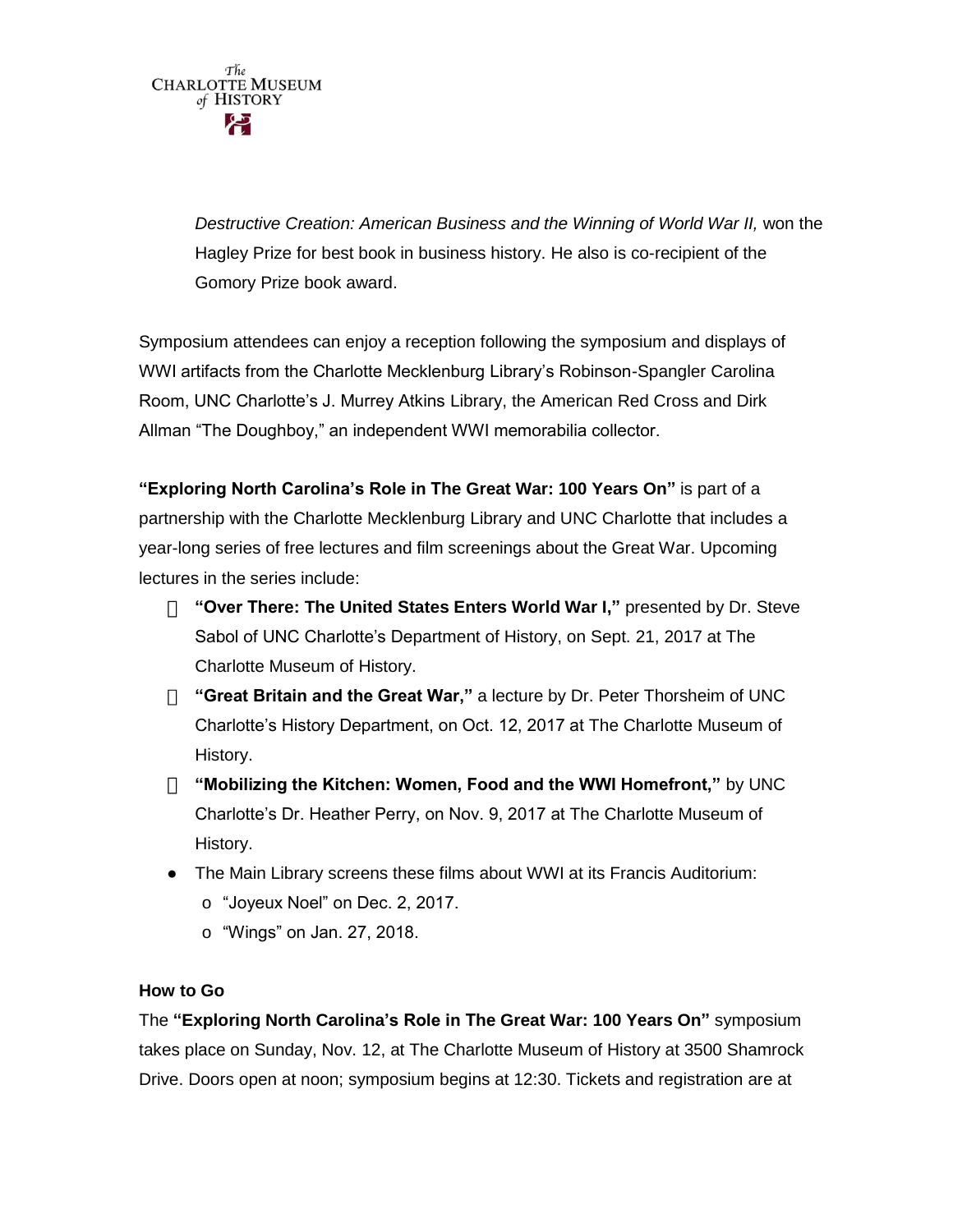*Destructive Creation: American Business and the Winning of World War II,* won the Hagley Prize for best book in business history. He also is co-recipient of the Gomory Prize book award.

Symposium attendees can enjoy a reception following the symposium and displays of WWI artifacts from the Charlotte Mecklenburg Library's Robinson-Spangler Carolina Room, UNC Charlotte's J. Murrey Atkins Library, the American Red Cross and Dirk Allman "The Doughboy," an independent WWI memorabilia collector.

**"Exploring North Carolina's Role in The Great War: 100 Years On"** is part of a partnership with the Charlotte Mecklenburg Library and UNC Charlotte that includes a year-long series of free lectures and film screenings about the Great War. Upcoming lectures in the series include:

- **"Over There: The United States Enters World War I,"** presented by Dr. Steve Sabol of UNC Charlotte's Department of History, on Sept. 21, 2017 at The Charlotte Museum of History.
- **"Great Britain and the Great War,"** a lecture by Dr. Peter Thorsheim of UNC Charlotte's History Department, on Oct. 12, 2017 at The Charlotte Museum of History.
- **"Mobilizing the Kitchen: Women, Food and the WWI Homefront,"** by UNC Charlotte's Dr. Heather Perry, on Nov. 9, 2017 at The Charlotte Museum of History.
- The Main Library screens these films about WWI at its Francis Auditorium:
  - "Joyeux Noel" on Dec. 2, 2017.
  - "Wings" on Jan. 27, 2018.

**How to Go**

The **"Exploring North Carolina's Role in The Great War: 100 Years On"** symposium takes place on Sunday, Nov. 12, at The Charlotte Museum of History at 3500 Shamrock Drive. Doors open at noon; symposium begins at 12:30. Tickets and registration are at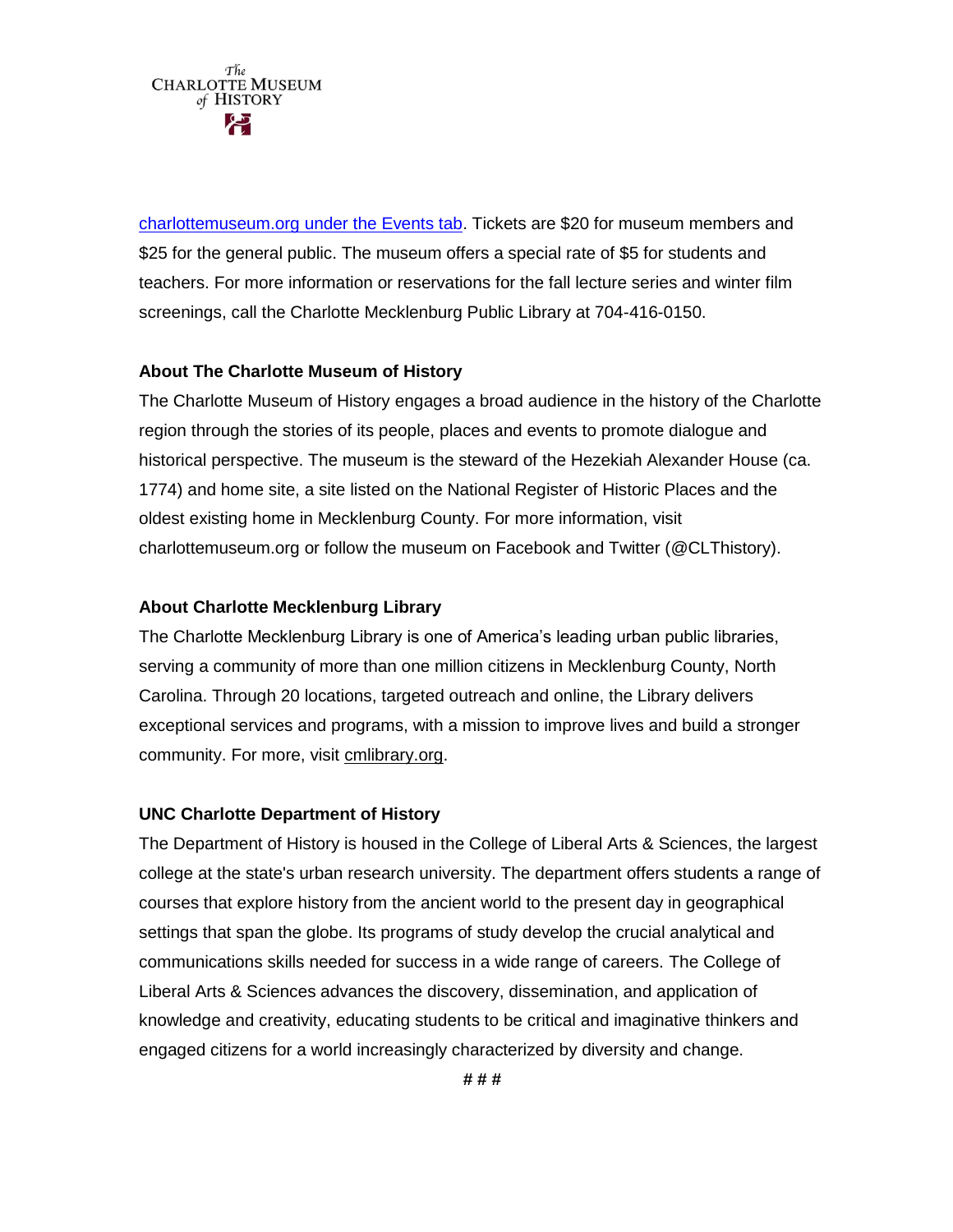charlottemuseum.org under the Events tab. Tickets are $20 for museum members and $25 for the general public. The museum offers a special rate of $5 for students and teachers. For more information or reservations for the fall lecture series and winter film screenings, call the Charlotte Mecklenburg Public Library at 704-416-0150.

**About The Charlotte Museum of History**

The Charlotte Museum of History engages a broad audience in the history of the Charlotte region through the stories of its people, places and events to promote dialogue and historical perspective. The museum is the steward of the Hezekiah Alexander House (ca. 1774) and home site, a site listed on the National Register of Historic Places and the oldest existing home in Mecklenburg County. For more information, visit charlottemuseum.org or follow the museum on Facebook and Twitter (@CLThistory).

**About Charlotte Mecklenburg Library**

The Charlotte Mecklenburg Library is one of America's leading urban public libraries, serving a community of more than one million citizens in Mecklenburg County, North Carolina. Through 20 locations, targeted outreach and online, the Library delivers exceptional services and programs, with a mission to improve lives and build a stronger community. For more, visit cmlibrary.org.

**UNC Charlotte Department of History**

The Department of History is housed in the College of Liberal Arts & Sciences, the largest college at the state's urban research university. The department offers students a range of courses that explore history from the ancient world to the present day in geographical settings that span the globe. Its programs of study develop the crucial analytical and communications skills needed for success in a wide range of careers. The College of Liberal Arts & Sciences advances the discovery, dissemination, and application of knowledge and creativity, educating students to be critical and imaginative thinkers and engaged citizens for a world increasingly characterized by diversity and change.

# # #